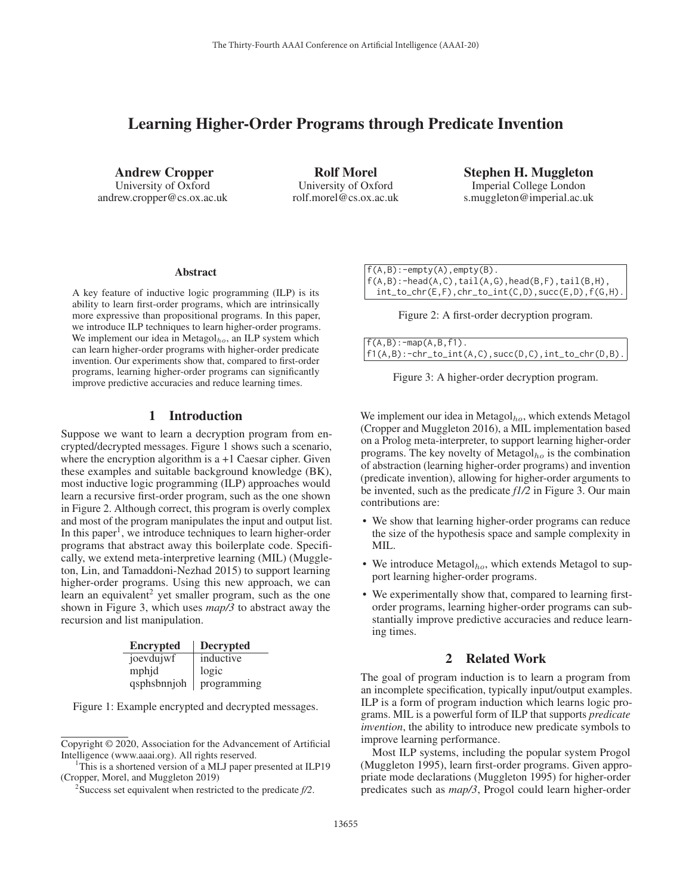# Learning Higher-Order Programs through Predicate Invention

**Andrew Cropper**
University of Oxford
andrew.cropper@cs.ox.ac.uk

**Rolf Morel**
University of Oxford
rolf.morel@cs.ox.ac.uk

**Stephen H. Muggleton**
Imperial College London
s.muggleton@imperial.ac.uk

## Abstract

A key feature of inductive logic programming (ILP) is its ability to learn first-order programs, which are intrinsically more expressive than propositional programs. In this paper, we introduce ILP techniques to learn higher-order programs. We implement our idea in Metagol$_{ho}$, an ILP system which can learn higher-order programs with higher-order predicate invention. Our experiments show that, compared to first-order programs, learning higher-order programs can significantly improve predictive accuracies and reduce learning times.

## 1 Introduction

Suppose we want to learn a decryption program from encrypted/decrypted messages. Figure 1 shows such a scenario, where the encryption algorithm is a +1 Caesar cipher. Given these examples and suitable background knowledge (BK), most inductive logic programming (ILP) approaches would learn a recursive first-order program, such as the one shown in Figure 2. Although correct, this program is overly complex and most of the program manipulates the input and output list. In this paper[1], we introduce techniques to learn higher-order programs that abstract away this boilerplate code. Specifically, we extend meta-interpretive learning (MIL) (Muggleton, Lin, and Tamaddoni-Nezhad 2015) to support learning higher-order programs. Using this new approach, we can learn an equivalent[2] yet smaller program, such as the one shown in Figure 3, which uses *map/3* to abstract away the recursion and list manipulation.

| Encrypted | Decrypted |
|---|---|
| joevdujwf | inductive |
| mphjd | logic |
| qsphsbnnjoh | programming |

Figure 1: Example encrypted and decrypted messages.

```
f(A,B):-empty(A),empty(B).
f(A,B):-head(A,C),tail(A,G),head(B,F),tail(B,H),
  int_to_chr(E,F),chr_to_int(C,D),succ(E,D),f(G,H).
```

Figure 2: A first-order decryption program.

```
f(A,B):-map(A,B,f1).
f1(A,B):-chr_to_int(A,C),succ(D,C),int_to_chr(D,B).
```

Figure 3: A higher-order decryption program.

We implement our idea in Metagol$_{ho}$, which extends Metagol (Cropper and Muggleton 2016), a MIL implementation based on a Prolog meta-interpreter, to support learning higher-order programs. The key novelty of Metagol$_{ho}$ is the combination of abstraction (learning higher-order programs) and invention (predicate invention), allowing for higher-order arguments to be invented, such as the predicate *f1/2* in Figure 3. Our main contributions are:

- We show that learning higher-order programs can reduce the size of the hypothesis space and sample complexity in MIL.
- We introduce Metagol$_{ho}$, which extends Metagol to support learning higher-order programs.
- We experimentally show that, compared to learning first-order programs, learning higher-order programs can substantially improve predictive accuracies and reduce learning times.

## 2 Related Work

The goal of program induction is to learn a program from an incomplete specification, typically input/output examples. ILP is a form of program induction which learns logic programs. MIL is a powerful form of ILP that supports *predicate invention*, the ability to introduce new predicate symbols to improve learning performance.

Most ILP systems, including the popular system Progol (Muggleton 1995), learn first-order programs. Given appropriate mode declarations (Muggleton 1995) for higher-order predicates such as *map/3*, Progol could learn higher-order

---

Copyright © 2020, Association for the Advancement of Artificial Intelligence (www.aaai.org). All rights reserved.

[1] This is a shortened version of a MLJ paper presented at ILP19 (Cropper, Morel, and Muggleton 2019)

[2] Success set equivalent when restricted to the predicate *f/2*.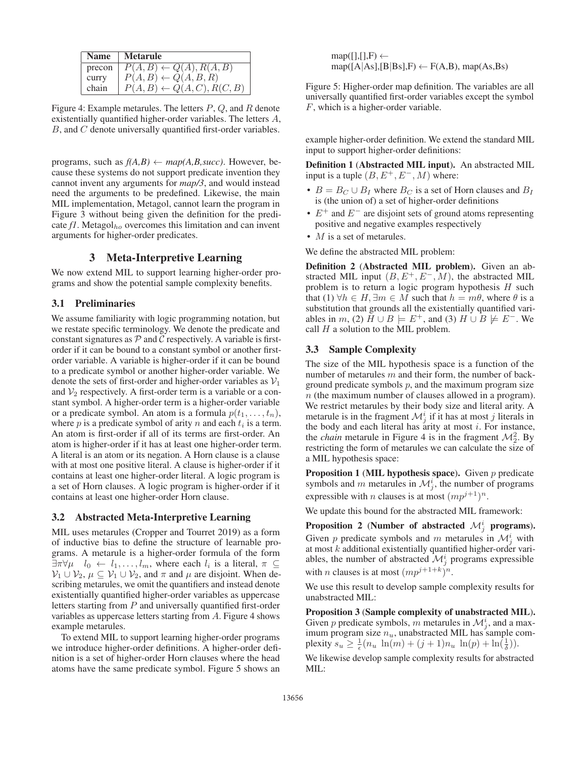| Name | Metarule |
|---|---|
| precon | $P(A,B) \leftarrow Q(A), R(A,B)$ |
| curry | $P(A,B) \leftarrow Q(A,B,R)$ |
| chain | $P(A,B) \leftarrow Q(A,C), R(C,B)$ |

Figure 4: Example metarules. The letters $P$, $Q$, and $R$ denote existentially quantified higher-order variables. The letters $A$, $B$, and $C$ denote universally quantified first-order variables.

programs, such as *f(A,B) ← map(A,B,succ)*. However, because these systems do not support predicate invention they cannot invent any arguments for *map/3*, and would instead need the arguments to be predefined. Likewise, the main MIL implementation, Metagol, cannot learn the program in Figure 3 without being given the definition for the predicate *f1*. Metagol$_{ho}$ overcomes this limitation and can invent arguments for higher-order predicates.

## 3 Meta-Interpretive Learning

We now extend MIL to support learning higher-order programs and show the potential sample complexity benefits.

### 3.1 Preliminaries

We assume familiarity with logic programming notation, but we restate specific terminology. We denote the predicate and constant signatures as $\mathcal{P}$ and $\mathcal{C}$ respectively. A variable is first-order if it can be bound to a constant symbol or another first-order variable. A variable is higher-order if it can be bound to a predicate symbol or another higher-order variable. We denote the sets of first-order and higher-order variables as $\mathcal{V}_1$ and $\mathcal{V}_2$ respectively. A first-order term is a variable or a constant symbol. A higher-order term is a higher-order variable or a predicate symbol. An atom is a formula $p(t_1, \ldots, t_n)$, where $p$ is a predicate symbol of arity $n$ and each $t_i$ is a term. An atom is first-order if all of its terms are first-order. An atom is higher-order if it has at least one higher-order term. A literal is an atom or its negation. A Horn clause is a clause with at most one positive literal. A clause is higher-order if it contains at least one higher-order literal. A logic program is a set of Horn clauses. A logic program is higher-order if it contains at least one higher-order Horn clause.

### 3.2 Abstracted Meta-Interpretive Learning

MIL uses metarules (Cropper and Tourret 2019) as a form of inductive bias to define the structure of learnable programs. A metarule is a higher-order formula of the form $\exists\pi\forall\mu \quad l_0 \leftarrow l_1, \ldots, l_m$, where each $l_i$ is a literal, $\pi \subseteq \mathcal{V}_1 \cup \mathcal{V}_2$, $\mu \subseteq \mathcal{V}_1 \cup \mathcal{V}_2$, and $\pi$ and $\mu$ are disjoint. When describing metarules, we omit the quantifiers and instead denote existentially quantified higher-order variables as uppercase letters starting from $P$ and universally quantified first-order variables as uppercase letters starting from $A$. Figure 4 shows example metarules.

To extend MIL to support learning higher-order programs we introduce higher-order definitions. A higher-order definition is a set of higher-order Horn clauses where the head atoms have the same predicate symbol. Figure 5 shows an

```
map([],[],F) ←
map([A|As],[B|Bs],F) ← F(A,B), map(As,Bs)
```

Figure 5: Higher-order map definition. The variables are all universally quantified first-order variables except the symbol $F$, which is a higher-order variable.

example higher-order definition. We extend the standard MIL input to support higher-order definitions:

**Definition 1 (Abstracted MIL input).** An abstracted MIL input is a tuple $(B, E^+, E^-, M)$ where:

- $B = B_C \cup B_I$ where $B_C$ is a set of Horn clauses and $B_I$ is (the union of) a set of higher-order definitions
- $E^+$ and $E^-$ are disjoint sets of ground atoms representing positive and negative examples respectively
- $M$ is a set of metarules.

We define the abstracted MIL problem:

**Definition 2 (Abstracted MIL problem).** Given an abstracted MIL input $(B, E^+, E^-, M)$, the abstracted MIL problem is to return a logic program hypothesis $H$ such that (1) $\forall h \in H, \exists m \in M$ such that $h = m\theta$, where $\theta$ is a substitution that grounds all the existentially quantified variables in $m$, (2) $H \cup B \models E^+$, and (3) $H \cup B \not\models E^-$. We call $H$ a solution to the MIL problem.

### 3.3 Sample Complexity

The size of the MIL hypothesis space is a function of the number of metarules $m$ and their form, the number of background predicate symbols $p$, and the maximum program size $n$ (the maximum number of clauses allowed in a program). We restrict metarules by their body size and literal arity. A metarule is in the fragment $\mathcal{M}^i_j$ if it has at most $j$ literals in the body and each literal has arity at most $i$. For instance, the *chain* metarule in Figure 4 is in the fragment $\mathcal{M}^2_2$. By restricting the form of metarules we can calculate the size of a MIL hypothesis space:

**Proposition 1 (MIL hypothesis space).** Given $p$ predicate symbols and $m$ metarules in $\mathcal{M}^i_j$, the number of programs expressible with $n$ clauses is at most $(mp^{j+1})^n$.

We update this bound for the abstracted MIL framework:

**Proposition 2 (Number of abstracted $\mathcal{M}^i_j$ programs).** Given $p$ predicate symbols and $m$ metarules in $\mathcal{M}^i_j$ with at most $k$ additional existentially quantified higher-order variables, the number of abstracted $\mathcal{M}^i_j$ programs expressible with $n$ clauses is at most $(mp^{j+1+k})^n$.

We use this result to develop sample complexity results for unabstracted MIL:

**Proposition 3 (Sample complexity of unabstracted MIL).** Given $p$ predicate symbols, $m$ metarules in $\mathcal{M}^i_j$, and a maximum program size $n_u$, unabstracted MIL has sample complexity $s_u \geq \frac{1}{\epsilon}(n_u \ \ln(m) + (j+1)n_u \ \ln(p) + \ln(\frac{1}{\delta}))$.

We likewise develop sample complexity results for abstracted MIL: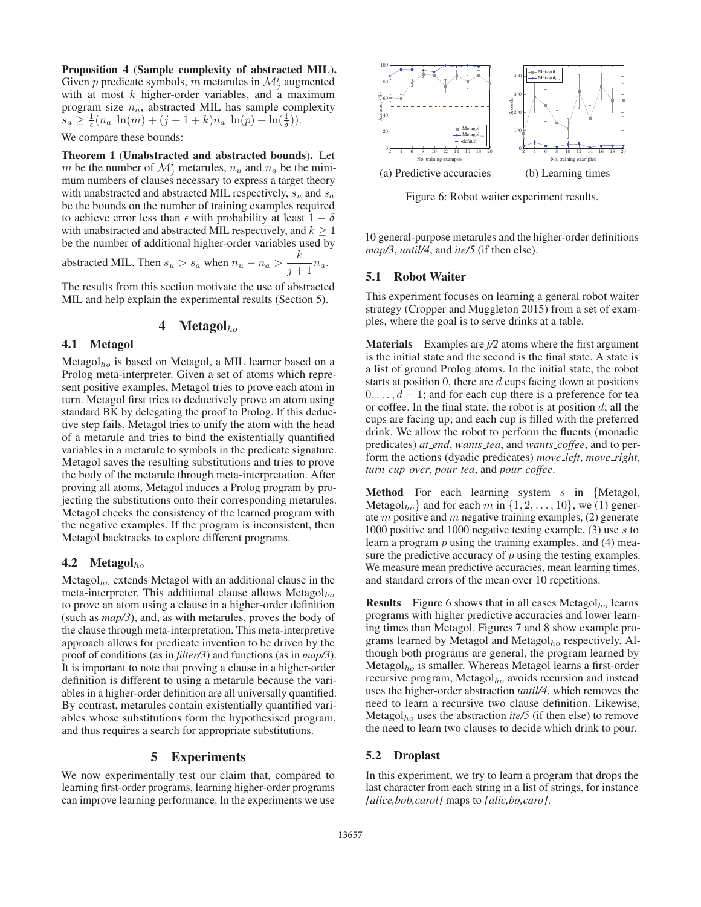**Proposition 4** (**Sample complexity of abstracted MIL**). Given $p$ predicate symbols, $m$ metarules in $\mathcal{M}^i_j$ augmented with at most $k$ higher-order variables, and a maximum program size $n_a$, abstracted MIL has sample complexity $s_a \geq \frac{1}{\epsilon}(n_a \ \ln(m) + (j + 1 + k)n_a \ \ln(p) + \ln(\frac{1}{\delta}))$.

We compare these bounds:

**Theorem 1** (**Unabstracted and abstracted bounds**). Let $m$ be the number of $\mathcal{M}^i_j$ metarules, $n_u$ and $n_a$ be the minimum numbers of clauses necessary to express a target theory with unabstracted and abstracted MIL respectively, $s_u$ and $s_a$ be the bounds on the number of training examples required to achieve error less than $\epsilon$ with probability at least $1 - \delta$ with unabstracted and abstracted MIL respectively, and $k \geq 1$ be the number of additional higher-order variables used by abstracted MIL. Then $s_u > s_a$ when $n_u - n_a > \dfrac{k}{j+1}n_a$.

The results from this section motivate the use of abstracted MIL and help explain the experimental results (Section 5).

# 4 Metagol$_{ho}$

## 4.1 Metagol

Metagol$_{ho}$ is based on Metagol, a MIL learner based on a Prolog meta-interpreter. Given a set of atoms which represent positive examples, Metagol tries to prove each atom in turn. Metagol first tries to deductively prove an atom using standard BK by delegating the proof to Prolog. If this deductive step fails, Metagol tries to unify the atom with the head of a metarule and tries to bind the existentially quantified variables in a metarule to symbols in the predicate signature. Metagol saves the resulting substitutions and tries to prove the body of the metarule through meta-interpretation. After proving all atoms, Metagol induces a Prolog program by projecting the substitutions onto their corresponding metarules. Metagol checks the consistency of the learned program with the negative examples. If the program is inconsistent, then Metagol backtracks to explore different programs.

## 4.2 Metagol$_{ho}$

Metagol$_{ho}$ extends Metagol with an additional clause in the meta-interpreter. This additional clause allows Metagol$_{ho}$ to prove an atom using a clause in a higher-order definition (such as *map/3*), and, as with metarules, proves the body of the clause through meta-interpretation. This meta-interpretive approach allows for predicate invention to be driven by the proof of conditions (as in *filter/3*) and functions (as in *map/3*). It is important to note that proving a clause in a higher-order definition is different to using a metarule because the variables in a higher-order definition are all universally quantified. By contrast, metarules contain existentially quantified variables whose substitutions form the hypothesised program, and thus requires a search for appropriate substitutions.

# 5 Experiments

We now experimentally test our claim that, compared to learning first-order programs, learning higher-order programs can improve learning performance. In the experiments we use 10 general-purpose metarules and the higher-order definitions *map/3*, *until/4*, and *ite/5* (if then else).

(a) Predictive accuracies (b) Learning times

Figure 6: Robot waiter experiment results.

## 5.1 Robot Waiter

This experiment focuses on learning a general robot waiter strategy (Cropper and Muggleton 2015) from a set of examples, where the goal is to serve drinks at a table.

**Materials** Examples are *f/2* atoms where the first argument is the initial state and the second is the final state. A state is a list of ground Prolog atoms. In the initial state, the robot starts at position 0, there are $d$ cups facing down at positions $0, \ldots, d-1$; and for each cup there is a preference for tea or coffee. In the final state, the robot is at position $d$; all the cups are facing up; and each cup is filled with the preferred drink. We allow the robot to perform the fluents (monadic predicates) *at_end*, *wants_tea*, and *wants_coffee*, and to perform the actions (dyadic predicates) *move_left*, *move_right*, *turn_cup_over*, *pour_tea*, and *pour_coffee*.

**Method** For each learning system $s$ in {Metagol, Metagol$_{ho}$} and for each $m$ in $\{1, 2, \ldots, 10\}$, we (1) generate $m$ positive and $m$ negative training examples, (2) generate 1000 positive and 1000 negative testing example, (3) use $s$ to learn a program $p$ using the training examples, and (4) measure the predictive accuracy of $p$ using the testing examples. We measure mean predictive accuracies, mean learning times, and standard errors of the mean over 10 repetitions.

**Results** Figure 6 shows that in all cases Metagol$_{ho}$ learns programs with higher predictive accuracies and lower learning times than Metagol. Figures 7 and 8 show example programs learned by Metagol and Metagol$_{ho}$ respectively. Although both programs are general, the program learned by Metagol$_{ho}$ is smaller. Whereas Metagol learns a first-order recursive program, Metagol$_{ho}$ avoids recursion and instead uses the higher-order abstraction *until/4*, which removes the need to learn a recursive two clause definition. Likewise, Metagol$_{ho}$ uses the abstraction *ite/5* (if then else) to remove the need to learn two clauses to decide which drink to pour.

## 5.2 Droplast

In this experiment, we try to learn a program that drops the last character from each string in a list of strings, for instance *[alice,bob,carol]* maps to *[alic,bo,caro]*.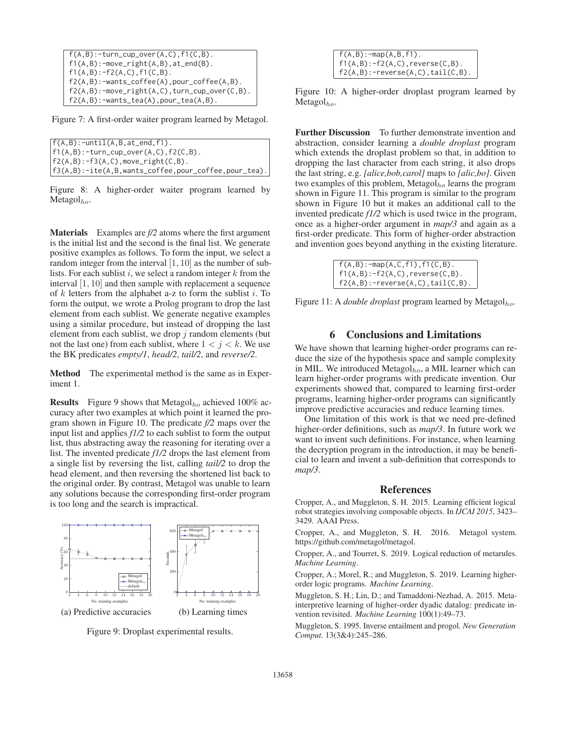```
f(A,B):-turn_cup_over(A,C),f1(C,B).
f1(A,B):-move_right(A,B),at_end(B).
f1(A,B):-f2(A,C),f1(C,B).
f2(A,B):-wants_coffee(A),pour_coffee(A,B).
f2(A,B):-move_right(A,C),turn_cup_over(C,B).
f2(A,B):-wants_tea(A),pour_tea(A,B).
```

Figure 7: A first-order waiter program learned by Metagol.

```
f(A,B):-until(A,B,at_end,f1).
f1(A,B):-turn_cup_over(A,C),f2(C,B).
f2(A,B):-f3(A,C),move_right(C,B).
f3(A,B):-ite(A,B,wants_coffee,pour_coffee,pour_tea).
```

Figure 8: A higher-order waiter program learned by Metagol$_{ho}$.

**Materials** Examples are *f/2* atoms where the first argument is the initial list and the second is the final list. We generate positive examples as follows. To form the input, we select a random integer from the interval $[1, 10]$ as the number of sublists. For each sublist $i$, we select a random integer $k$ from the interval $[1, 10]$ and then sample with replacement a sequence of $k$ letters from the alphabet a-z to form the sublist $i$. To form the output, we wrote a Prolog program to drop the last element from each sublist. We generate negative examples using a similar procedure, but instead of dropping the last element from each sublist, we drop $j$ random elements (but not the last one) from each sublist, where $1 < j < k$. We use the BK predicates *empty/1*, *head/2*, *tail/2*, and *reverse/2*.

**Method** The experimental method is the same as in Experiment 1.

**Results** Figure 9 shows that Metagol$_{ho}$ achieved 100% accuracy after two examples at which point it learned the program shown in Figure 10. The predicate *f/2* maps over the input list and applies *f1/2* to each sublist to form the output list, thus abstracting away the reasoning for iterating over a list. The invented predicate *f1/2* drops the last element from a single list by reversing the list, calling *tail/2* to drop the head element, and then reversing the shortened list back to the original order. By contrast, Metagol was unable to learn any solutions because the corresponding first-order program is too long and the search is impractical.

(a) Predictive accuracies

Accuracy (%)
No. training examples
Metagol
Metagol$_{ho}$
default

(b) Learning times

Seconds
No. training examples
Metagol
Metagol$_{ho}$

Figure 9: Droplast experimental results.

```
f(A,B):-map(A,B,f1).
f1(A,B):-f2(A,C),reverse(C,B).
f2(A,B):-reverse(A,C),tail(C,B).
```

Figure 10: A higher-order droplast program learned by Metagol$_{ho}$.

**Further Discussion** To further demonstrate invention and abstraction, consider learning a *double droplast* program which extends the droplast problem so that, in addition to dropping the last character from each string, it also drops the last string, e.g. *[alice,bob,carol]* maps to *[alic,bo]*. Given two examples of this problem, Metagol$_{ho}$ learns the program shown in Figure 11. This program is similar to the program shown in Figure 10 but it makes an additional call to the invented predicate *f1/2* which is used twice in the program, once as a higher-order argument in *map/3* and again as a first-order predicate. This form of higher-order abstraction and invention goes beyond anything in the existing literature.

```
f(A,B):-map(A,C,f1),f1(C,B).
f1(A,B):-f2(A,C),reverse(C,B).
f2(A,B):-reverse(A,C),tail(C,B).
```

Figure 11: A *double droplast* program learned by Metagol$_{ho}$.

## 6 Conclusions and Limitations

We have shown that learning higher-order programs can reduce the size of the hypothesis space and sample complexity in MIL. We introduced Metagol$_{ho}$, a MIL learner which can learn higher-order programs with predicate invention. Our experiments showed that, compared to learning first-order programs, learning higher-order programs can significantly improve predictive accuracies and reduce learning times.

One limitation of this work is that we need pre-defined higher-order definitions, such as *map/3*. In future work we want to invent such definitions. For instance, when learning the decryption program in the introduction, it may be beneficial to learn and invent a sub-definition that corresponds to *map/3*.

## References

Cropper, A., and Muggleton, S. H. 2015. Learning efficient logical robot strategies involving composable objects. In *IJCAI 2015*, 3423–3429. AAAI Press.

Cropper, A., and Muggleton, S. H. 2016. Metagol system. https://github.com/metagol/metagol.

Cropper, A., and Tourret, S. 2019. Logical reduction of metarules. *Machine Learning*.

Cropper, A.; Morel, R.; and Muggleton, S. 2019. Learning higher-order logic programs. *Machine Learning*.

Muggleton, S. H.; Lin, D.; and Tamaddoni-Nezhad, A. 2015. Meta-interpretive learning of higher-order dyadic datalog: predicate invention revisited. *Machine Learning* 100(1):49–73.

Muggleton, S. 1995. Inverse entailment and progol. *New Generation Comput.* 13(3&4):245–286.